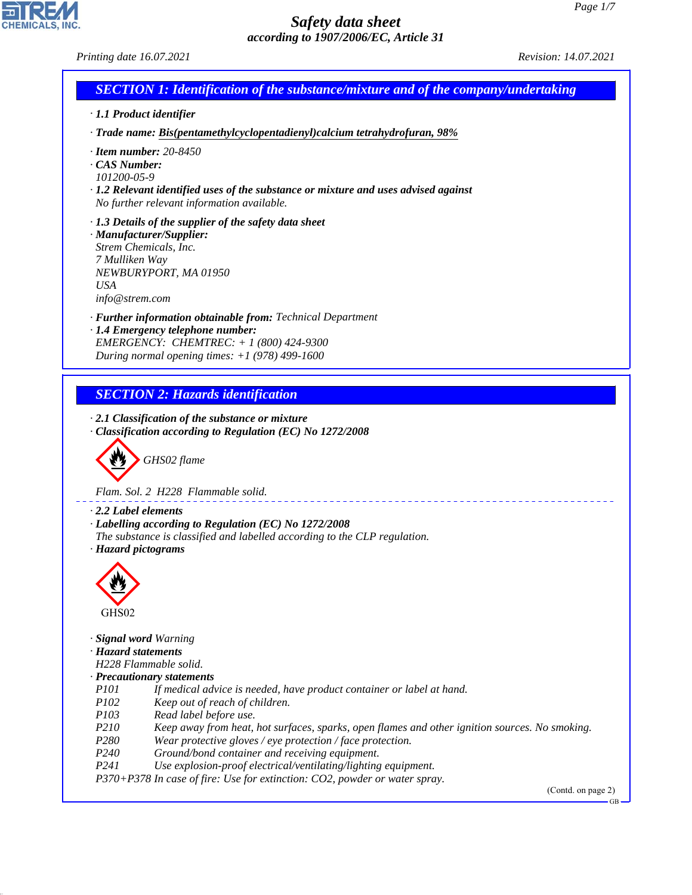# Safety data sheet

*according to 1907/2006/EC, Article 31*

*Printing date 16.07.2021* *Revision: 14.07.2021*

## SECTION 1: Identification of the substance/mixture and of the company/undertaking

· **1.1 Product identifier**

· **Trade name:** **Bis(pentamethylcyclopentadienyl)calcium tetrahydrofuran, 98%**

· **Item number:** 20-8450
· **CAS Number:**
101200-05-9
· **1.2 Relevant identified uses of the substance or mixture and uses advised against**
No further relevant information available.

· **1.3 Details of the supplier of the safety data sheet**
· **Manufacturer/Supplier:**
Strem Chemicals, Inc.
7 Mulliken Way
NEWBURYPORT, MA 01950
USA
info@strem.com

· **Further information obtainable from:** Technical Department
· **1.4 Emergency telephone number:**
EMERGENCY: CHEMTREC: + 1 (800) 424-9300
During normal opening times: +1 (978) 499-1600

## SECTION 2: Hazards identification

· **2.1 Classification of the substance or mixture**
· **Classification according to Regulation (EC) No 1272/2008**

GHS02 flame

Flam. Sol. 2 H228 Flammable solid.

· **2.2 Label elements**
· **Labelling according to Regulation (EC) No 1272/2008**
The substance is classified and labelled according to the CLP regulation.
· **Hazard pictograms**

GHS02

· **Signal word** Warning
· **Hazard statements**
H228 Flammable solid.
· **Precautionary statements**

P101 If medical advice is needed, have product container or label at hand.
P102 Keep out of reach of children.
P103 Read label before use.
P210 Keep away from heat, hot surfaces, sparks, open flames and other ignition sources. No smoking.
P280 Wear protective gloves / eye protection / face protection.
P240 Ground/bond container and receiving equipment.
P241 Use explosion-proof electrical/ventilating/lighting equipment.
P370+P378 In case of fire: Use for extinction: $CO_2$, powder or water spray.

(Contd. on page 2)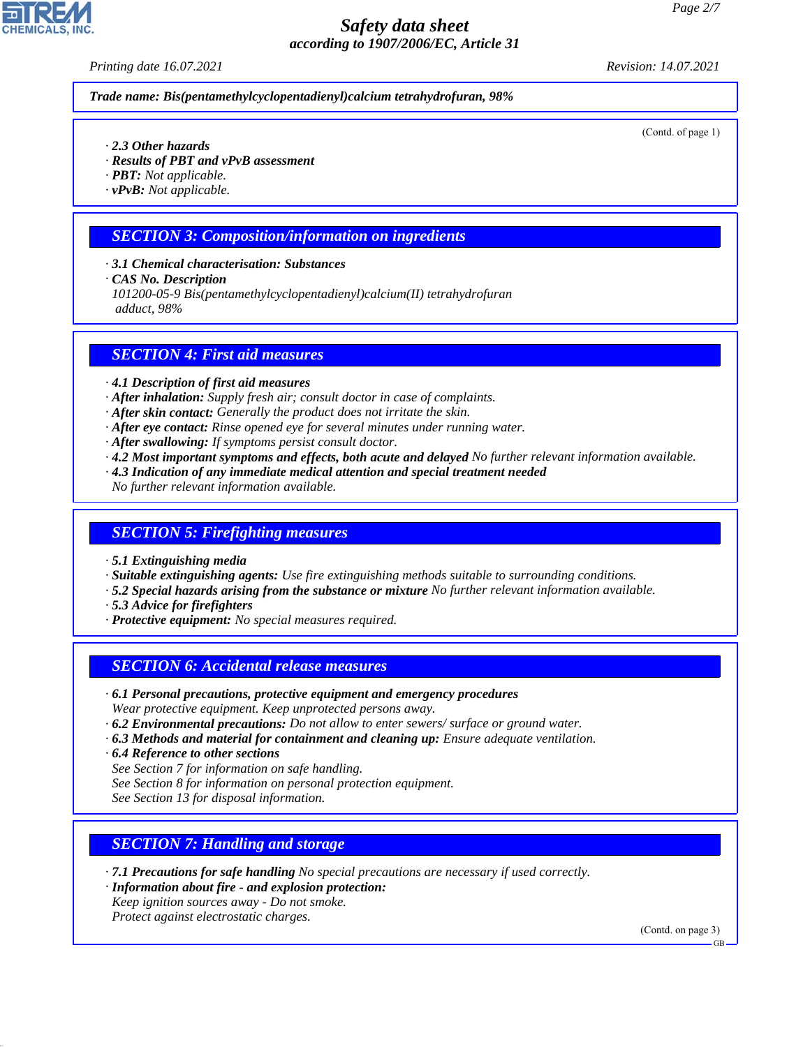*Safety data sheet*
*according to 1907/2006/EC, Article 31*

*Printing date 16.07.2021* *Revision: 14.07.2021*

***Trade name: Bis(pentamethylcyclopentadienyl)calcium tetrahydrofuran, 98%***

(Contd. of page 1)

· ***2.3 Other hazards***
· ***Results of PBT and vPvB assessment***
· ***PBT:*** *Not applicable.*
· ***vPvB:*** *Not applicable.*

## *SECTION 3: Composition/information on ingredients*

· ***3.1 Chemical characterisation: Substances***
· ***CAS No. Description***
*101200-05-9 Bis(pentamethylcyclopentadienyl)calcium(II) tetrahydrofuran adduct, 98%*

## *SECTION 4: First aid measures*

· ***4.1 Description of first aid measures***
· ***After inhalation:*** *Supply fresh air; consult doctor in case of complaints.*
· ***After skin contact:*** *Generally the product does not irritate the skin.*
· ***After eye contact:*** *Rinse opened eye for several minutes under running water.*
· ***After swallowing:*** *If symptoms persist consult doctor.*
· ***4.2 Most important symptoms and effects, both acute and delayed*** *No further relevant information available.*
· ***4.3 Indication of any immediate medical attention and special treatment needed***
*No further relevant information available.*

## *SECTION 5: Firefighting measures*

· ***5.1 Extinguishing media***
· ***Suitable extinguishing agents:*** *Use fire extinguishing methods suitable to surrounding conditions.*
· ***5.2 Special hazards arising from the substance or mixture*** *No further relevant information available.*
· ***5.3 Advice for firefighters***
· ***Protective equipment:*** *No special measures required.*

## *SECTION 6: Accidental release measures*

· ***6.1 Personal precautions, protective equipment and emergency procedures***
*Wear protective equipment. Keep unprotected persons away.*
· ***6.2 Environmental precautions:*** *Do not allow to enter sewers/ surface or ground water.*
· ***6.3 Methods and material for containment and cleaning up:*** *Ensure adequate ventilation.*
· ***6.4 Reference to other sections***
*See Section 7 for information on safe handling.*
*See Section 8 for information on personal protection equipment.*
*See Section 13 for disposal information.*

## *SECTION 7: Handling and storage*

· ***7.1 Precautions for safe handling*** *No special precautions are necessary if used correctly.*
· ***Information about fire - and explosion protection:***
*Keep ignition sources away - Do not smoke.*
*Protect against electrostatic charges.*

(Contd. on page 3)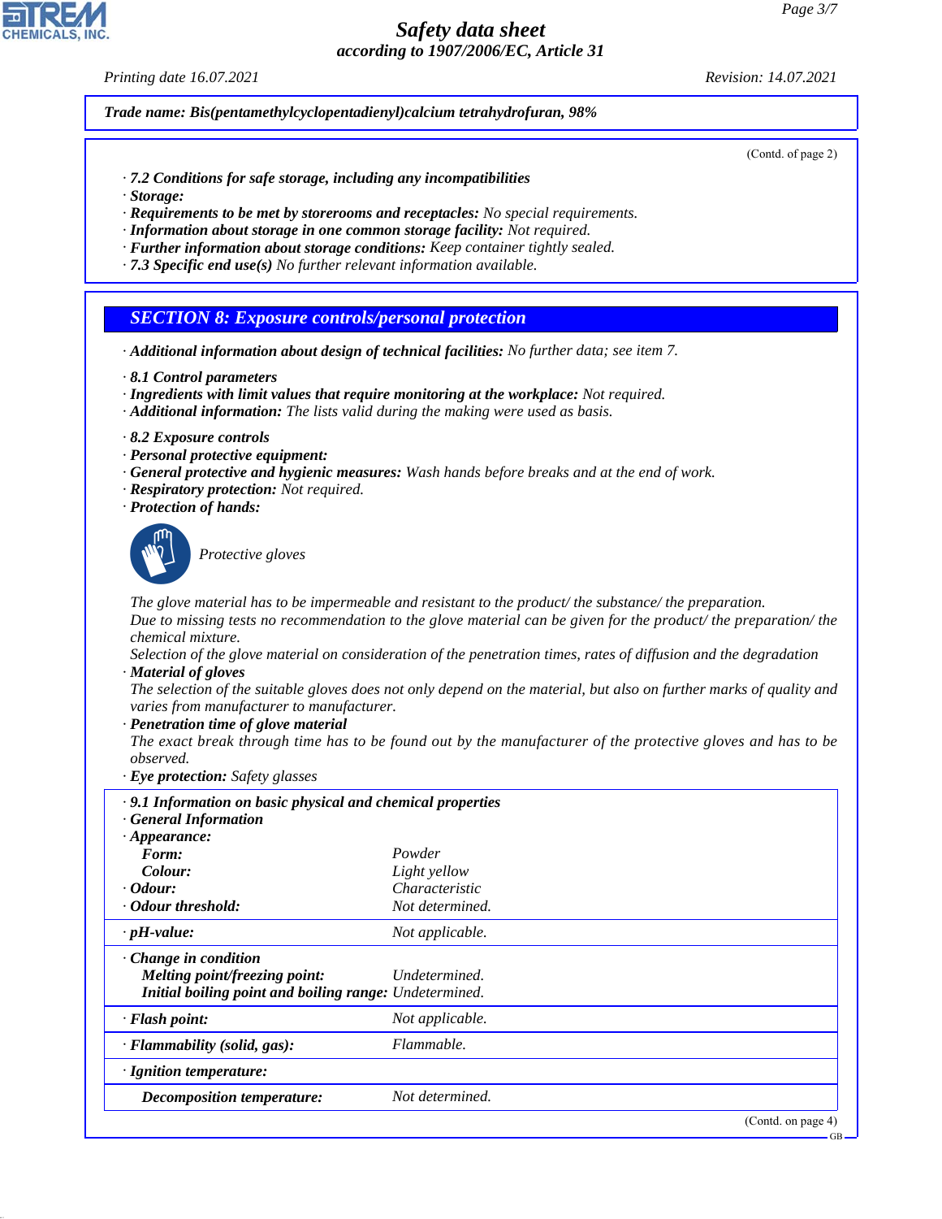*Trade name: Bis(pentamethylcyclopentadienyl)calcium tetrahydrofuran, 98%*

(Contd. of page 2)

· **7.2 Conditions for safe storage, including any incompatibilities**
· **Storage:**
· **Requirements to be met by storerooms and receptacles:** No special requirements.
· **Information about storage in one common storage facility:** Not required.
· **Further information about storage conditions:** Keep container tightly sealed.
· **7.3 Specific end use(s)** No further relevant information available.

## SECTION 8: Exposure controls/personal protection

· **Additional information about design of technical facilities:** No further data; see item 7.

· **8.1 Control parameters**
· **Ingredients with limit values that require monitoring at the workplace:** Not required.
· **Additional information:** The lists valid during the making were used as basis.

· **8.2 Exposure controls**
· **Personal protective equipment:**
· **General protective and hygienic measures:** Wash hands before breaks and at the end of work.
· **Respiratory protection:** Not required.
· **Protection of hands:**

Protective gloves

The glove material has to be impermeable and resistant to the product/ the substance/ the preparation.
Due to missing tests no recommendation to the glove material can be given for the product/ the preparation/ the chemical mixture.
Selection of the glove material on consideration of the penetration times, rates of diffusion and the degradation
· **Material of gloves**
The selection of the suitable gloves does not only depend on the material, but also on further marks of quality and varies from manufacturer to manufacturer.
· **Penetration time of glove material**
The exact break through time has to be found out by the manufacturer of the protective gloves and has to be observed.
· **Eye protection:** Safety glasses

· **9.1 Information on basic physical and chemical properties**
· **General Information**
· **Appearance:**

| | |
|---|---|
| **Form:** | Powder |
| **Colour:** | Light yellow |
| · **Odour:** | Characteristic |
| · **Odour threshold:** | Not determined. |
| · **pH-value:** | Not applicable. |
| · **Change in condition** | |
| **Melting point/freezing point:** | Undetermined. |
| **Initial boiling point and boiling range:** | Undetermined. |
| · **Flash point:** | Not applicable. |
| · **Flammability (solid, gas):** | Flammable. |
| · **Ignition temperature:** | |
| **Decomposition temperature:** | Not determined. |

(Contd. on page 4)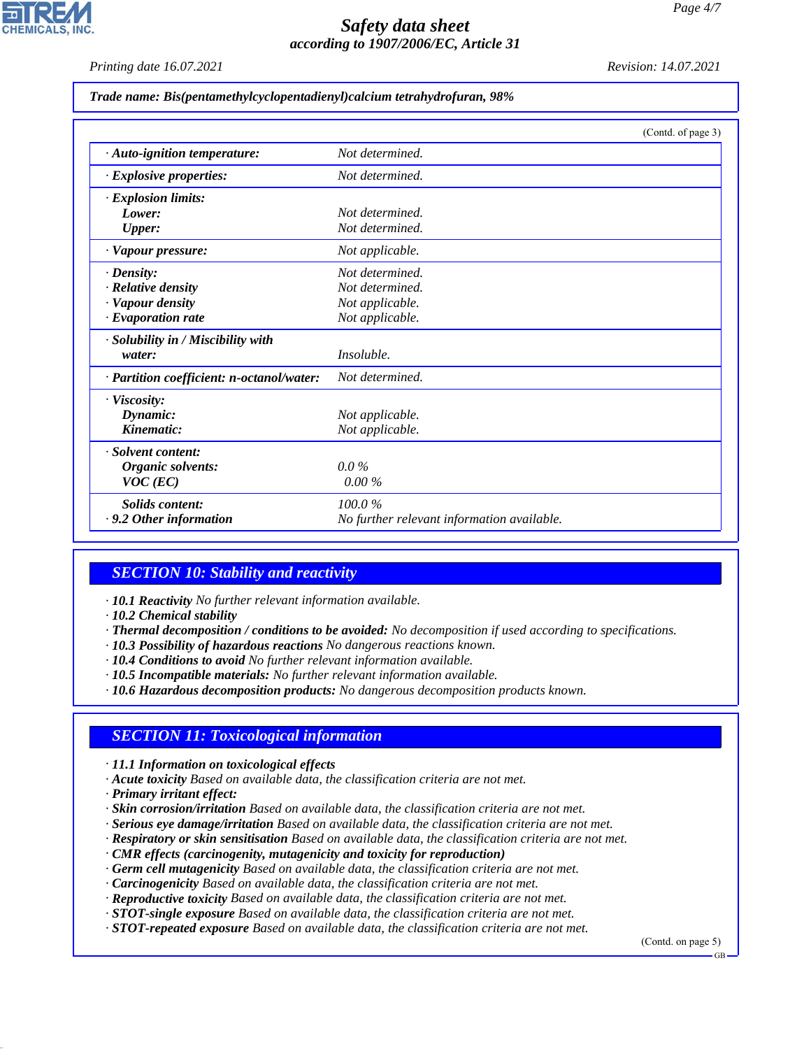**Trade name: Bis(pentamethylcyclopentadienyl)calcium tetrahydrofuran, 98%**

(Contd. of page 3)

| | |
|---|---|
| · **Auto-ignition temperature:** | Not determined. |
| · **Explosive properties:** | Not determined. |
| · **Explosion limits:** | |
| **Lower:** | Not determined. |
| **Upper:** | Not determined. |
| · **Vapour pressure:** | Not applicable. |
| · **Density:** | Not determined. |
| · **Relative density** | Not determined. |
| · **Vapour density** | Not applicable. |
| · **Evaporation rate** | Not applicable. |
| · **Solubility in / Miscibility with water:** | Insoluble. |
| · **Partition coefficient: n-octanol/water:** | Not determined. |
| · **Viscosity:** | |
| **Dynamic:** | Not applicable. |
| **Kinematic:** | Not applicable. |
| · **Solvent content:** | |
| **Organic solvents:** | 0.0 % |
| **VOC (EC)** | 0.00 % |
| **Solids content:** | 100.0 % |
| · **9.2 Other information** | No further relevant information available. |

## SECTION 10: Stability and reactivity

· **10.1 Reactivity** No further relevant information available.
· **10.2 Chemical stability**
· **Thermal decomposition / conditions to be avoided:** No decomposition if used according to specifications.
· **10.3 Possibility of hazardous reactions** No dangerous reactions known.
· **10.4 Conditions to avoid** No further relevant information available.
· **10.5 Incompatible materials:** No further relevant information available.
· **10.6 Hazardous decomposition products:** No dangerous decomposition products known.

## SECTION 11: Toxicological information

· **11.1 Information on toxicological effects**
· **Acute toxicity** Based on available data, the classification criteria are not met.
· **Primary irritant effect:**
· **Skin corrosion/irritation** Based on available data, the classification criteria are not met.
· **Serious eye damage/irritation** Based on available data, the classification criteria are not met.
· **Respiratory or skin sensitisation** Based on available data, the classification criteria are not met.
· **CMR effects (carcinogenity, mutagenicity and toxicity for reproduction)**
· **Germ cell mutagenicity** Based on available data, the classification criteria are not met.
· **Carcinogenicity** Based on available data, the classification criteria are not met.
· **Reproductive toxicity** Based on available data, the classification criteria are not met.
· **STOT-single exposure** Based on available data, the classification criteria are not met.
· **STOT-repeated exposure** Based on available data, the classification criteria are not met.

(Contd. on page 5)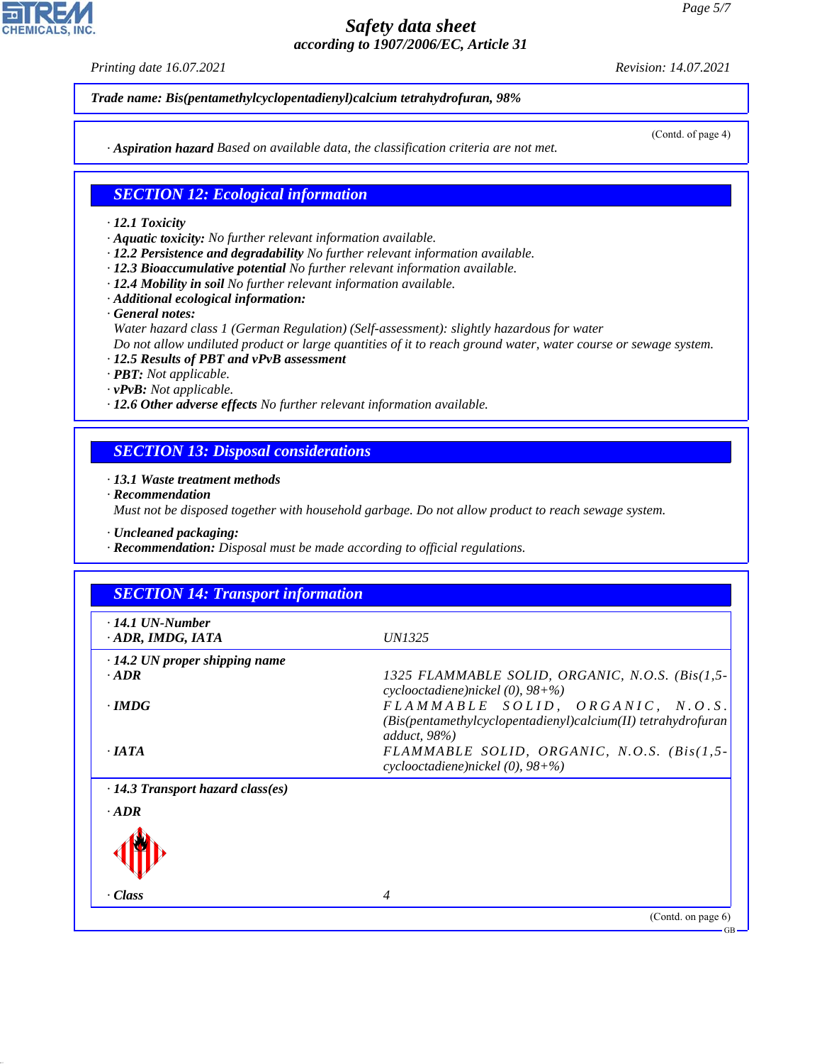**Trade name: Bis(pentamethylcyclopentadienyl)calcium tetrahydrofuran, 98%**

(Contd. of page 4)

· **Aspiration hazard** Based on available data, the classification criteria are not met.

## SECTION 12: Ecological information

· **12.1 Toxicity**
· **Aquatic toxicity:** No further relevant information available.
· **12.2 Persistence and degradability** No further relevant information available.
· **12.3 Bioaccumulative potential** No further relevant information available.
· **12.4 Mobility in soil** No further relevant information available.
· **Additional ecological information:**
· **General notes:**
Water hazard class 1 (German Regulation) (Self-assessment): slightly hazardous for water
Do not allow undiluted product or large quantities of it to reach ground water, water course or sewage system.
· **12.5 Results of PBT and vPvB assessment**
· **PBT:** Not applicable.
· **vPvB:** Not applicable.
· **12.6 Other adverse effects** No further relevant information available.

## SECTION 13: Disposal considerations

· **13.1 Waste treatment methods**
· **Recommendation**
Must not be disposed together with household garbage. Do not allow product to reach sewage system.

· **Uncleaned packaging:**
· **Recommendation:** Disposal must be made according to official regulations.

## SECTION 14: Transport information

| | |
|---|---|
| · **14.1 UN-Number** | |
| · **ADR, IMDG, IATA** | UN1325 |
| · **14.2 UN proper shipping name** | |
| · **ADR** | 1325 FLAMMABLE SOLID, ORGANIC, N.O.S. (Bis(1,5-cyclooctadiene)nickel (0), 98+%) |
| · **IMDG** | FLAMMABLE SOLID, ORGANIC, N.O.S. (Bis(pentamethylcyclopentadienyl)calcium(II) tetrahydrofuran adduct, 98%) |
| · **IATA** | FLAMMABLE SOLID, ORGANIC, N.O.S. (Bis(1,5-cyclooctadiene)nickel (0), 98+%) |
| · **14.3 Transport hazard class(es)** | |
| · **ADR** | |
| · **Class** | 4 |

(Contd. on page 6)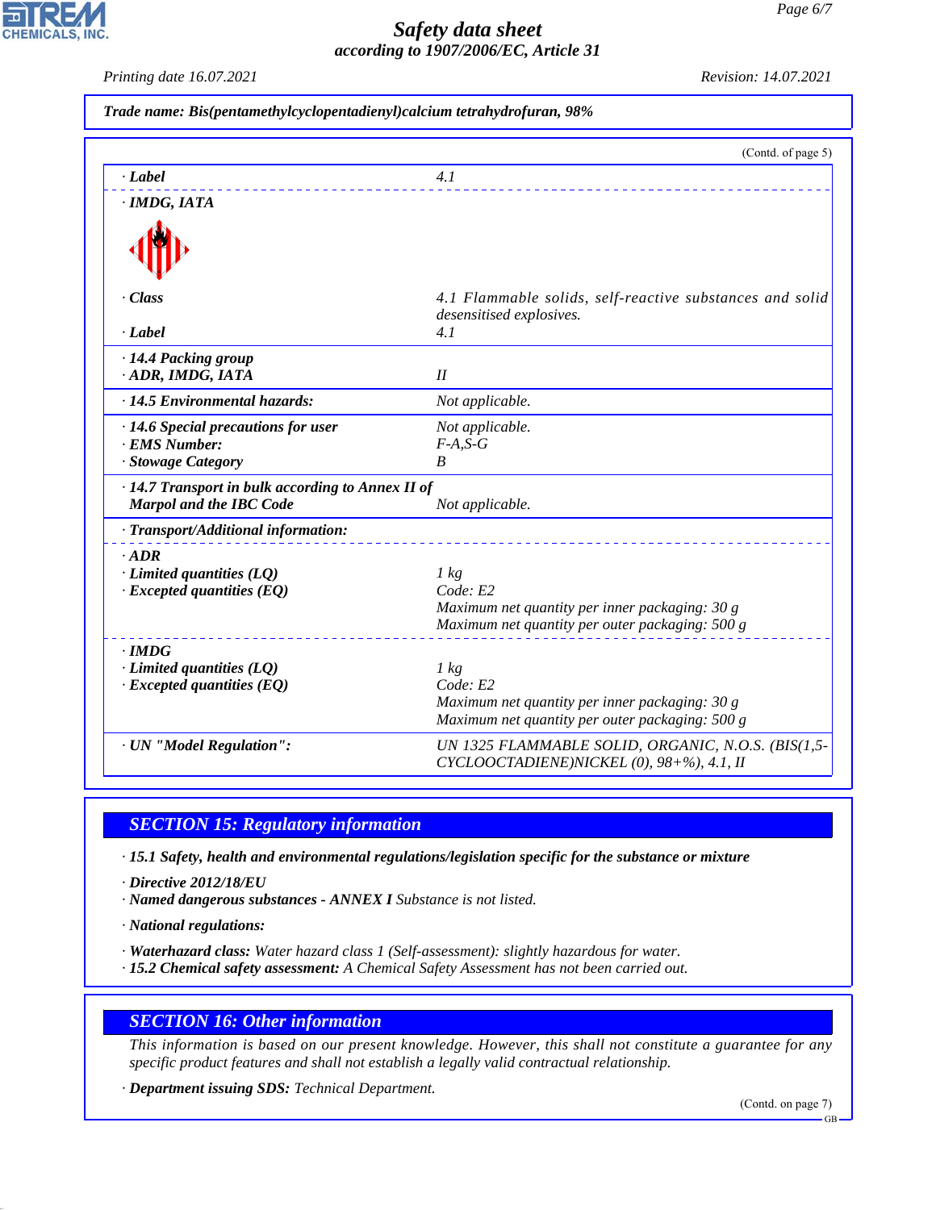**Trade name: Bis(pentamethylcyclopentadienyl)calcium tetrahydrofuran, 98%**

(Contd. of page 5)

| | |
|---|---|
| · **Label** | 4.1 |
| · **IMDG, IATA** | |
| · **Class** | 4.1 Flammable solids, self-reactive substances and solid desensitised explosives. |
| · **Label** | 4.1 |
| · **14.4 Packing group** · **ADR, IMDG, IATA** | II |
| · **14.5 Environmental hazards:** | Not applicable. |
| · **14.6 Special precautions for user** | Not applicable. |
| · **EMS Number:** | F-A,S-G |
| · **Stowage Category** | B |
| · **14.7 Transport in bulk according to Annex II of Marpol and the IBC Code** | Not applicable. |
| · **Transport/Additional information:** | |
| · **ADR** | |
| · **Limited quantities (LQ)** | 1 kg |
| · **Excepted quantities (EQ)** | Code: E2<br>Maximum net quantity per inner packaging: 30 g<br>Maximum net quantity per outer packaging: 500 g |
| · **IMDG** | |
| · **Limited quantities (LQ)** | 1 kg |
| · **Excepted quantities (EQ)** | Code: E2<br>Maximum net quantity per inner packaging: 30 g<br>Maximum net quantity per outer packaging: 500 g |
| · **UN "Model Regulation":** | UN 1325 FLAMMABLE SOLID, ORGANIC, N.O.S. (BIS(1,5-CYCLOOCTADIENE)NICKEL (0), 98+%), 4.1, II |

## SECTION 15: Regulatory information

· **15.1 Safety, health and environmental regulations/legislation specific for the substance or mixture**

· **Directive 2012/18/EU**
· **Named dangerous substances - ANNEX I** Substance is not listed.

· **National regulations:**

· **Waterhazard class:** Water hazard class 1 (Self-assessment): slightly hazardous for water.
· **15.2 Chemical safety assessment:** A Chemical Safety Assessment has not been carried out.

## SECTION 16: Other information

This information is based on our present knowledge. However, this shall not constitute a guarantee for any specific product features and shall not establish a legally valid contractual relationship.

· **Department issuing SDS:** Technical Department.

(Contd. on page 7)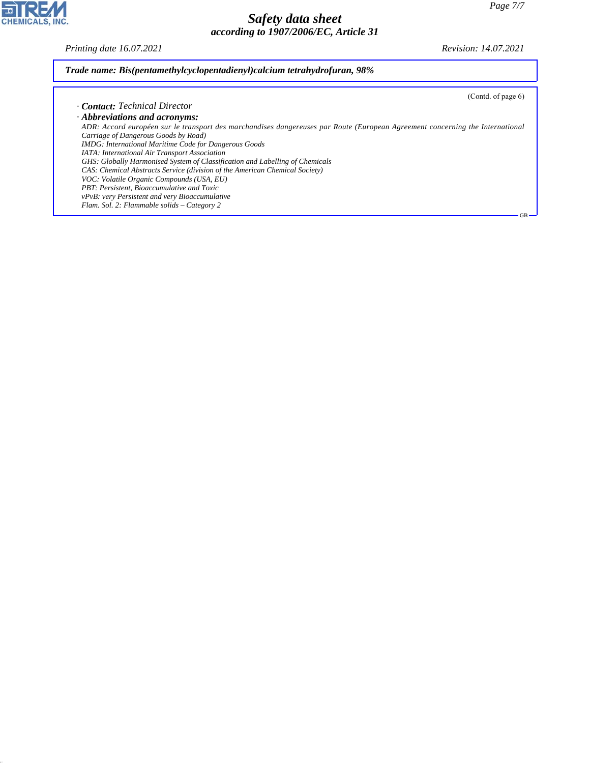**Trade name: Bis(pentamethylcyclopentadienyl)calcium tetrahydrofuran, 98%**

(Contd. of page 6)

· **Contact:** Technical Director

· ***Abbreviations and acronyms:***

*ADR: Accord européen sur le transport des marchandises dangereuses par Route (European Agreement concerning the International Carriage of Dangerous Goods by Road)*
*IMDG: International Maritime Code for Dangerous Goods*
*IATA: International Air Transport Association*
*GHS: Globally Harmonised System of Classification and Labelling of Chemicals*
*CAS: Chemical Abstracts Service (division of the American Chemical Society)*
*VOC: Volatile Organic Compounds (USA, EU)*
*PBT: Persistent, Bioaccumulative and Toxic*
*vPvB: very Persistent and very Bioaccumulative*
*Flam. Sol. 2: Flammable solids – Category 2*